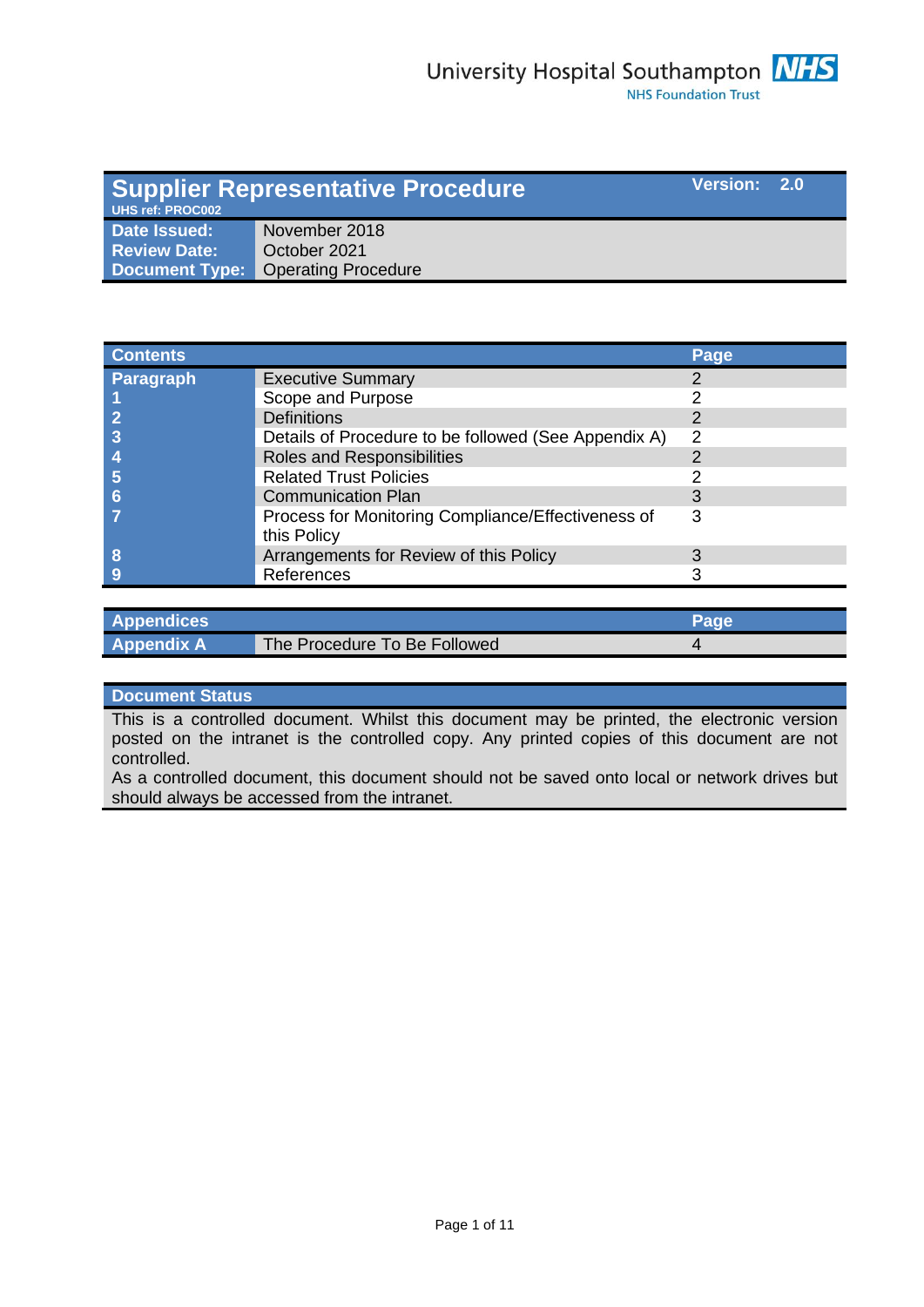University Hospital Southampton NHS Foundation Trust

| Supplier Representative Procedure | | Version: 2.0 |
|---|---|---|
| UHS ref: PROC002 | | |
| **Date Issued:** | November 2018 | |
| **Review Date:** | October 2021 | |
| **Document Type:** | Operating Procedure | |

| Contents | | Page |
|---|---|---|
| **Paragraph** | Executive Summary | 2 |
| **1** | Scope and Purpose | 2 |
| **2** | Definitions | 2 |
| **3** | Details of Procedure to be followed (See Appendix A) | 2 |
| **4** | Roles and Responsibilities | 2 |
| **5** | Related Trust Policies | 2 |
| **6** | Communication Plan | 3 |
| **7** | Process for Monitoring Compliance/Effectiveness of this Policy | 3 |
| **8** | Arrangements for Review of this Policy | 3 |
| **9** | References | 3 |

| Appendices | | Page |
|---|---|---|
| **Appendix A** | The Procedure To Be Followed | 4 |

**Document Status**

This is a controlled document. Whilst this document may be printed, the electronic version posted on the intranet is the controlled copy. Any printed copies of this document are not controlled.
As a controlled document, this document should not be saved onto local or network drives but should always be accessed from the intranet.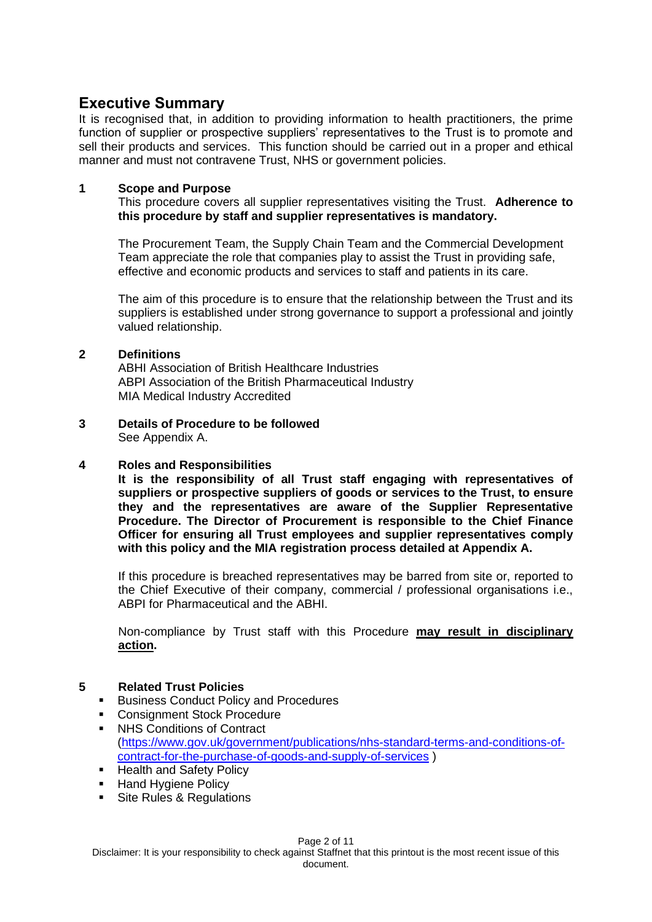## Executive Summary

It is recognised that, in addition to providing information to health practitioners, the prime function of supplier or prospective suppliers' representatives to the Trust is to promote and sell their products and services. This function should be carried out in a proper and ethical manner and must not contravene Trust, NHS or government policies.

### 1 Scope and Purpose

This procedure covers all supplier representatives visiting the Trust. **Adherence to this procedure by staff and supplier representatives is mandatory.**

The Procurement Team, the Supply Chain Team and the Commercial Development Team appreciate the role that companies play to assist the Trust in providing safe, effective and economic products and services to staff and patients in its care.

The aim of this procedure is to ensure that the relationship between the Trust and its suppliers is established under strong governance to support a professional and jointly valued relationship.

### 2 Definitions

ABHI Association of British Healthcare Industries
ABPI Association of the British Pharmaceutical Industry
MIA Medical Industry Accredited

### 3 Details of Procedure to be followed

See Appendix A.

### 4 Roles and Responsibilities

**It is the responsibility of all Trust staff engaging with representatives of suppliers or prospective suppliers of goods or services to the Trust, to ensure they and the representatives are aware of the Supplier Representative Procedure. The Director of Procurement is responsible to the Chief Finance Officer for ensuring all Trust employees and supplier representatives comply with this policy and the MIA registration process detailed at Appendix A.**

If this procedure is breached representatives may be barred from site or, reported to the Chief Executive of their company, commercial / professional organisations i.e., ABPI for Pharmaceutical and the ABHI.

Non-compliance by Trust staff with this Procedure **may result in disciplinary action.**

### 5 Related Trust Policies

- Business Conduct Policy and Procedures
- Consignment Stock Procedure
- NHS Conditions of Contract (https://www.gov.uk/government/publications/nhs-standard-terms-and-conditions-of-contract-for-the-purchase-of-goods-and-supply-of-services )
- Health and Safety Policy
- Hand Hygiene Policy
- Site Rules & Regulations

Disclaimer: It is your responsibility to check against Staffnet that this printout is the most recent issue of this document.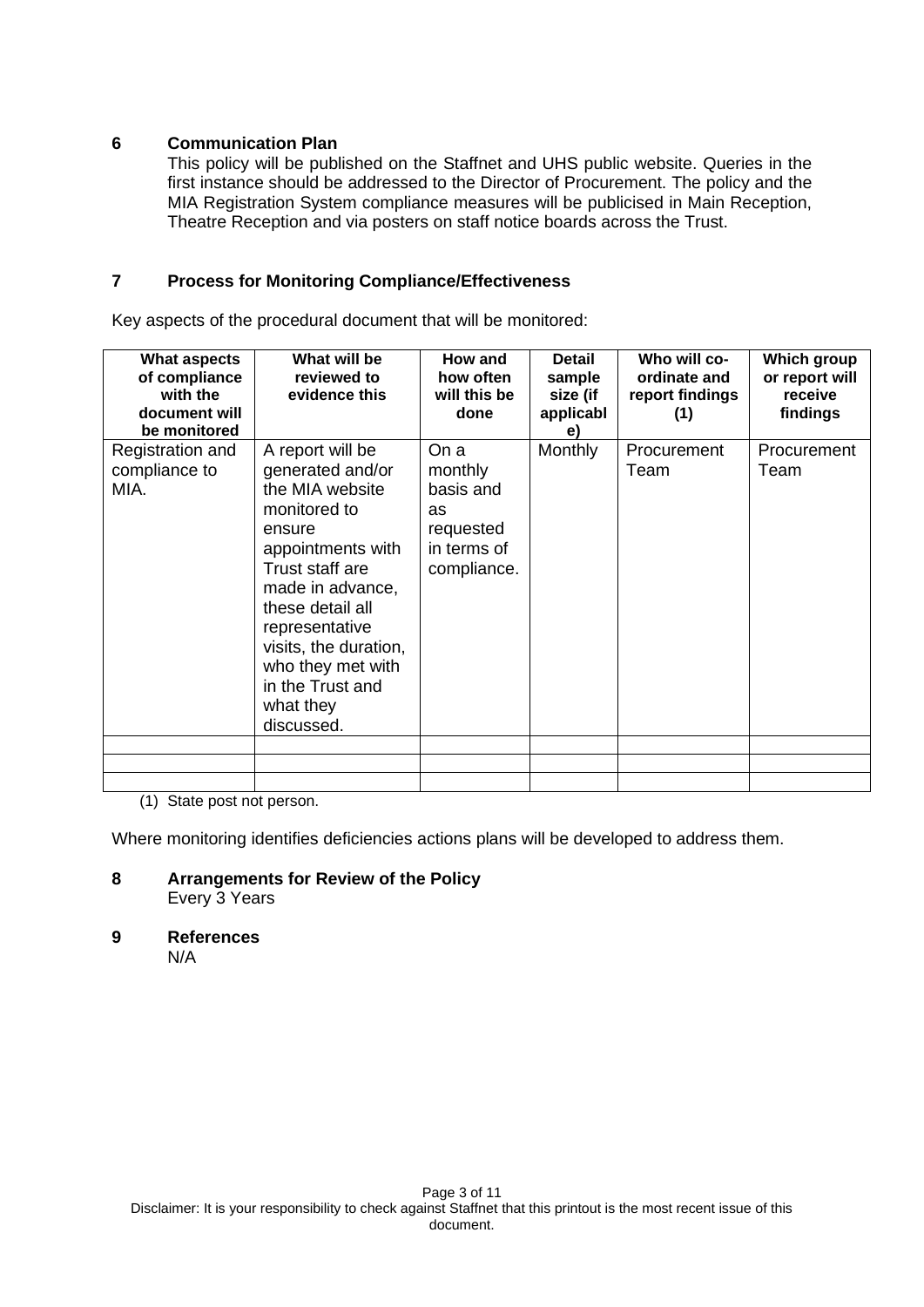## 6 Communication Plan

This policy will be published on the Staffnet and UHS public website. Queries in the first instance should be addressed to the Director of Procurement. The policy and the MIA Registration System compliance measures will be publicised in Main Reception, Theatre Reception and via posters on staff notice boards across the Trust.

## 7 Process for Monitoring Compliance/Effectiveness

Key aspects of the procedural document that will be monitored:

| What aspects of compliance with the document will be monitored | What will be reviewed to evidence this | How and how often will this be done | Detail sample size (if applicable) | Who will co-ordinate and report findings (1) | Which group or report will receive findings |
|---|---|---|---|---|---|
| Registration and compliance to MIA. | A report will be generated and/or the MIA website monitored to ensure appointments with Trust staff are made in advance, these detail all representative visits, the duration, who they met with in the Trust and what they discussed. | On a monthly basis and as requested in terms of compliance. | Monthly | Procurement Team | Procurement Team |
| | | | | | |
| | | | | | |
| | | | | | |

(1) State post not person.

Where monitoring identifies deficiencies actions plans will be developed to address them.

## 8 Arrangements for Review of the Policy

Every 3 Years

## 9 References

N/A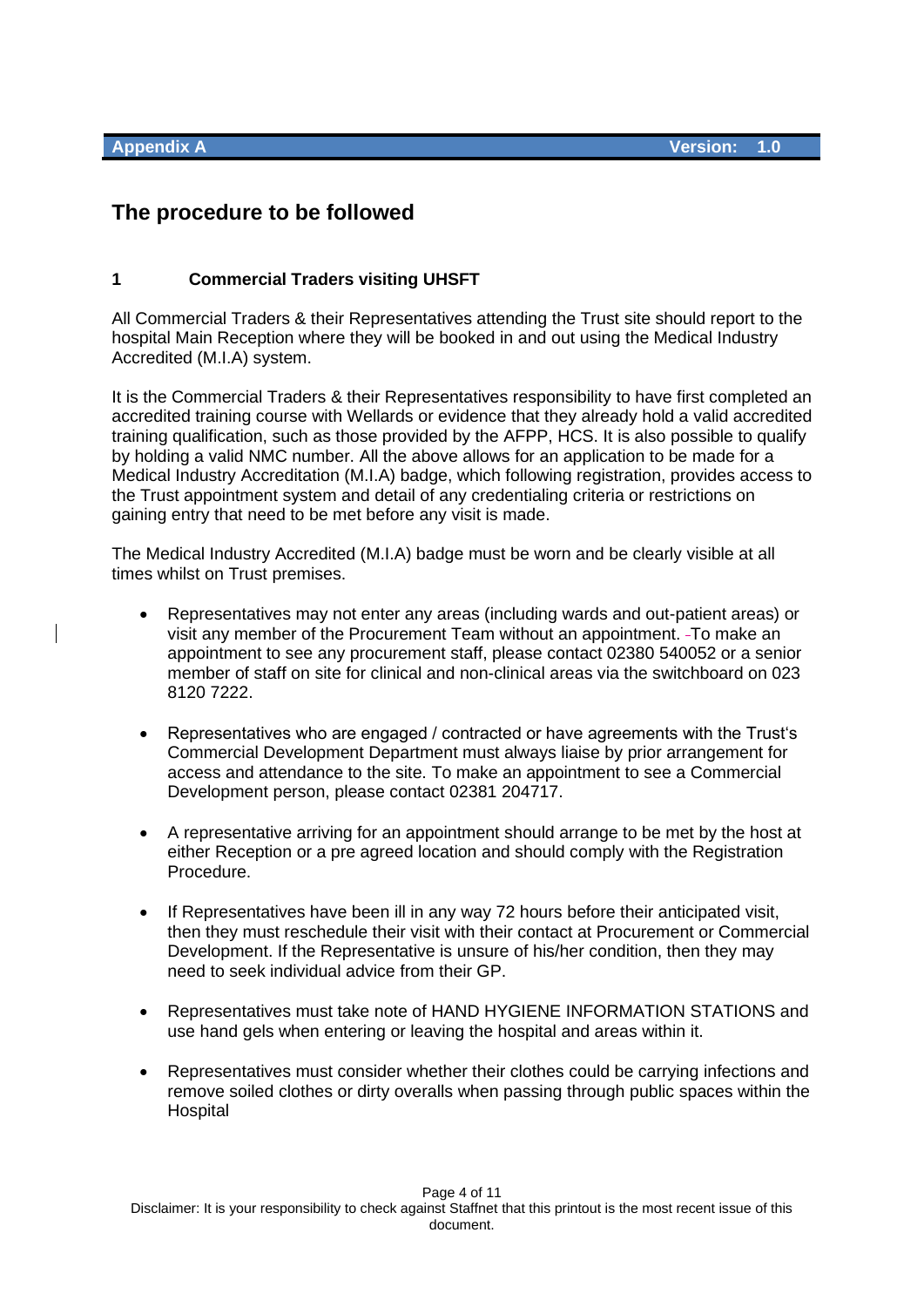**Appendix A** **Version: 1.0**

## The procedure to be followed

### 1 Commercial Traders visiting UHSFT

All Commercial Traders & their Representatives attending the Trust site should report to the hospital Main Reception where they will be booked in and out using the Medical Industry Accredited (M.I.A) system.

It is the Commercial Traders & their Representatives responsibility to have first completed an accredited training course with Wellards or evidence that they already hold a valid accredited training qualification, such as those provided by the AFPP, HCS. It is also possible to qualify by holding a valid NMC number. All the above allows for an application to be made for a Medical Industry Accreditation (M.I.A) badge, which following registration, provides access to the Trust appointment system and detail of any credentialing criteria or restrictions on gaining entry that need to be met before any visit is made.

The Medical Industry Accredited (M.I.A) badge must be worn and be clearly visible at all times whilst on Trust premises.

- Representatives may not enter any areas (including wards and out-patient areas) or visit any member of the Procurement Team without an appointment. To make an appointment to see any procurement staff, please contact 02380 540052 or a senior member of staff on site for clinical and non-clinical areas via the switchboard on 023 8120 7222.
- Representatives who are engaged / contracted or have agreements with the Trust's Commercial Development Department must always liaise by prior arrangement for access and attendance to the site. To make an appointment to see a Commercial Development person, please contact 02381 204717.
- A representative arriving for an appointment should arrange to be met by the host at either Reception or a pre agreed location and should comply with the Registration Procedure.
- If Representatives have been ill in any way 72 hours before their anticipated visit, then they must reschedule their visit with their contact at Procurement or Commercial Development. If the Representative is unsure of his/her condition, then they may need to seek individual advice from their GP.
- Representatives must take note of HAND HYGIENE INFORMATION STATIONS and use hand gels when entering or leaving the hospital and areas within it.
- Representatives must consider whether their clothes could be carrying infections and remove soiled clothes or dirty overalls when passing through public spaces within the Hospital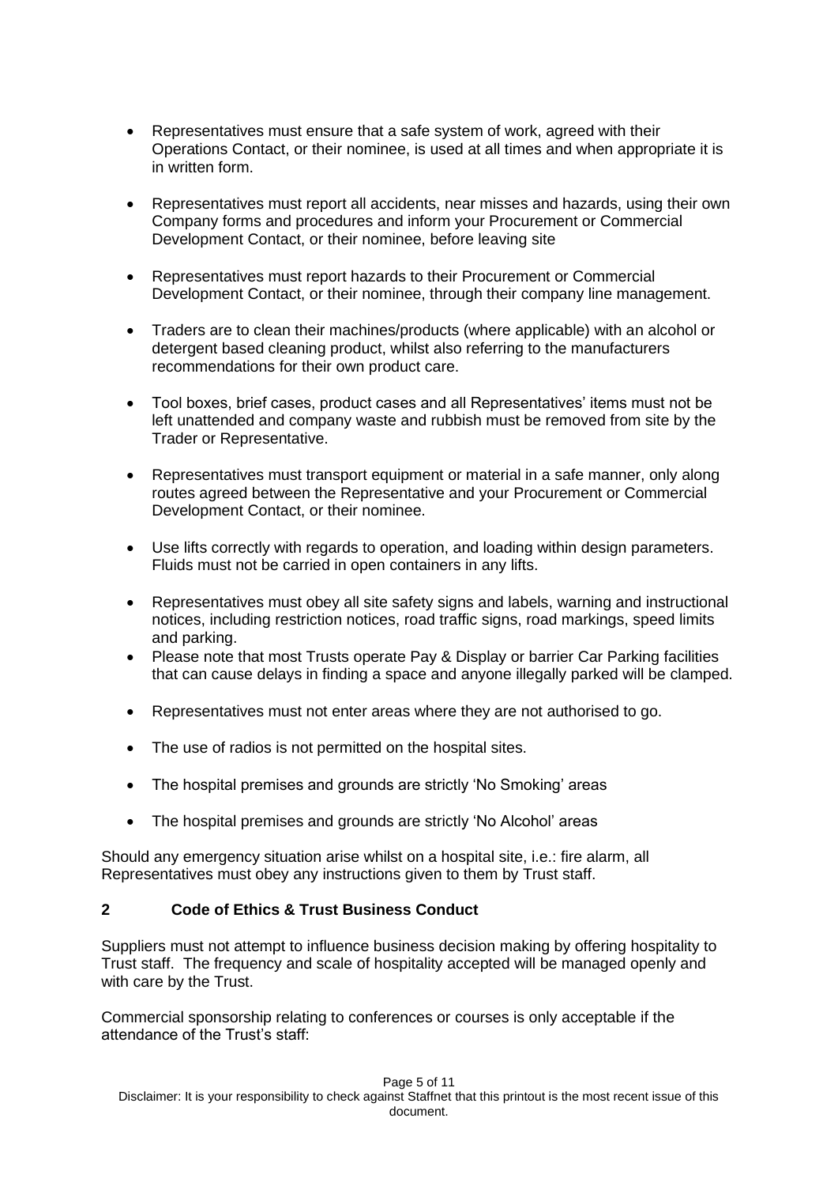- Representatives must ensure that a safe system of work, agreed with their Operations Contact, or their nominee, is used at all times and when appropriate it is in written form.

- Representatives must report all accidents, near misses and hazards, using their own Company forms and procedures and inform your Procurement or Commercial Development Contact, or their nominee, before leaving site

- Representatives must report hazards to their Procurement or Commercial Development Contact, or their nominee, through their company line management.

- Traders are to clean their machines/products (where applicable) with an alcohol or detergent based cleaning product, whilst also referring to the manufacturers recommendations for their own product care.

- Tool boxes, brief cases, product cases and all Representatives' items must not be left unattended and company waste and rubbish must be removed from site by the Trader or Representative.

- Representatives must transport equipment or material in a safe manner, only along routes agreed between the Representative and your Procurement or Commercial Development Contact, or their nominee.

- Use lifts correctly with regards to operation, and loading within design parameters. Fluids must not be carried in open containers in any lifts.

- Representatives must obey all site safety signs and labels, warning and instructional notices, including restriction notices, road traffic signs, road markings, speed limits and parking.
- Please note that most Trusts operate Pay & Display or barrier Car Parking facilities that can cause delays in finding a space and anyone illegally parked will be clamped.

- Representatives must not enter areas where they are not authorised to go.

- The use of radios is not permitted on the hospital sites.

- The hospital premises and grounds are strictly 'No Smoking' areas

- The hospital premises and grounds are strictly 'No Alcohol' areas

Should any emergency situation arise whilst on a hospital site, i.e.: fire alarm, all Representatives must obey any instructions given to them by Trust staff.

## 2 Code of Ethics & Trust Business Conduct

Suppliers must not attempt to influence business decision making by offering hospitality to Trust staff. The frequency and scale of hospitality accepted will be managed openly and with care by the Trust.

Commercial sponsorship relating to conferences or courses is only acceptable if the attendance of the Trust's staff: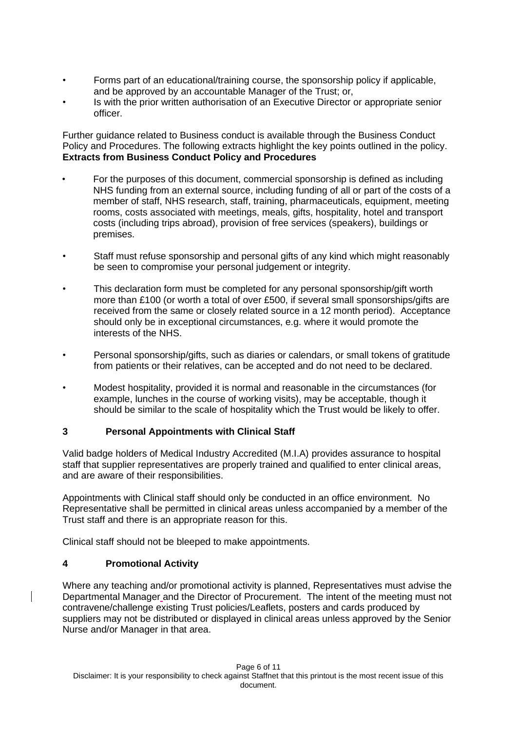- Forms part of an educational/training course, the sponsorship policy if applicable, and be approved by an accountable Manager of the Trust; or,
- Is with the prior written authorisation of an Executive Director or appropriate senior officer.

Further guidance related to Business conduct is available through the Business Conduct Policy and Procedures. The following extracts highlight the key points outlined in the policy.
**Extracts from Business Conduct Policy and Procedures**

- For the purposes of this document, commercial sponsorship is defined as including NHS funding from an external source, including funding of all or part of the costs of a member of staff, NHS research, staff, training, pharmaceuticals, equipment, meeting rooms, costs associated with meetings, meals, gifts, hospitality, hotel and transport costs (including trips abroad), provision of free services (speakers), buildings or premises.

- Staff must refuse sponsorship and personal gifts of any kind which might reasonably be seen to compromise your personal judgement or integrity.

- This declaration form must be completed for any personal sponsorship/gift worth more than £100 (or worth a total of over £500, if several small sponsorships/gifts are received from the same or closely related source in a 12 month period). Acceptance should only be in exceptional circumstances, e.g. where it would promote the interests of the NHS.

- Personal sponsorship/gifts, such as diaries or calendars, or small tokens of gratitude from patients or their relatives, can be accepted and do not need to be declared.

- Modest hospitality, provided it is normal and reasonable in the circumstances (for example, lunches in the course of working visits), may be acceptable, though it should be similar to the scale of hospitality which the Trust would be likely to offer.

## 3 Personal Appointments with Clinical Staff

Valid badge holders of Medical Industry Accredited (M.I.A) provides assurance to hospital staff that supplier representatives are properly trained and qualified to enter clinical areas, and are aware of their responsibilities.

Appointments with Clinical staff should only be conducted in an office environment. No Representative shall be permitted in clinical areas unless accompanied by a member of the Trust staff and there is an appropriate reason for this.

Clinical staff should not be bleeped to make appointments.

## 4 Promotional Activity

Where any teaching and/or promotional activity is planned, Representatives must advise the Departmental Manager and the Director of Procurement. The intent of the meeting must not contravene/challenge existing Trust policies/Leaflets, posters and cards produced by suppliers may not be distributed or displayed in clinical areas unless approved by the Senior Nurse and/or Manager in that area.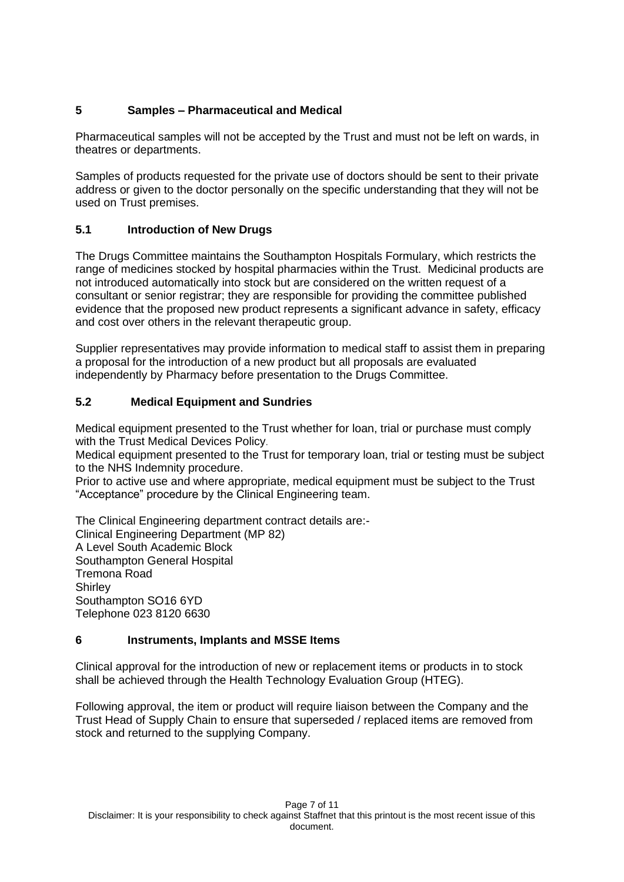## 5 Samples – Pharmaceutical and Medical

Pharmaceutical samples will not be accepted by the Trust and must not be left on wards, in theatres or departments.

Samples of products requested for the private use of doctors should be sent to their private address or given to the doctor personally on the specific understanding that they will not be used on Trust premises.

### 5.1 Introduction of New Drugs

The Drugs Committee maintains the Southampton Hospitals Formulary, which restricts the range of medicines stocked by hospital pharmacies within the Trust. Medicinal products are not introduced automatically into stock but are considered on the written request of a consultant or senior registrar; they are responsible for providing the committee published evidence that the proposed new product represents a significant advance in safety, efficacy and cost over others in the relevant therapeutic group.

Supplier representatives may provide information to medical staff to assist them in preparing a proposal for the introduction of a new product but all proposals are evaluated independently by Pharmacy before presentation to the Drugs Committee.

### 5.2 Medical Equipment and Sundries

Medical equipment presented to the Trust whether for loan, trial or purchase must comply with the Trust Medical Devices Policy.
Medical equipment presented to the Trust for temporary loan, trial or testing must be subject to the NHS Indemnity procedure.
Prior to active use and where appropriate, medical equipment must be subject to the Trust "Acceptance" procedure by the Clinical Engineering team.

The Clinical Engineering department contract details are:-
Clinical Engineering Department (MP 82)
A Level South Academic Block
Southampton General Hospital
Tremona Road
Shirley
Southampton SO16 6YD
Telephone 023 8120 6630

## 6 Instruments, Implants and MSSE Items

Clinical approval for the introduction of new or replacement items or products in to stock shall be achieved through the Health Technology Evaluation Group (HTEG).

Following approval, the item or product will require liaison between the Company and the Trust Head of Supply Chain to ensure that superseded / replaced items are removed from stock and returned to the supplying Company.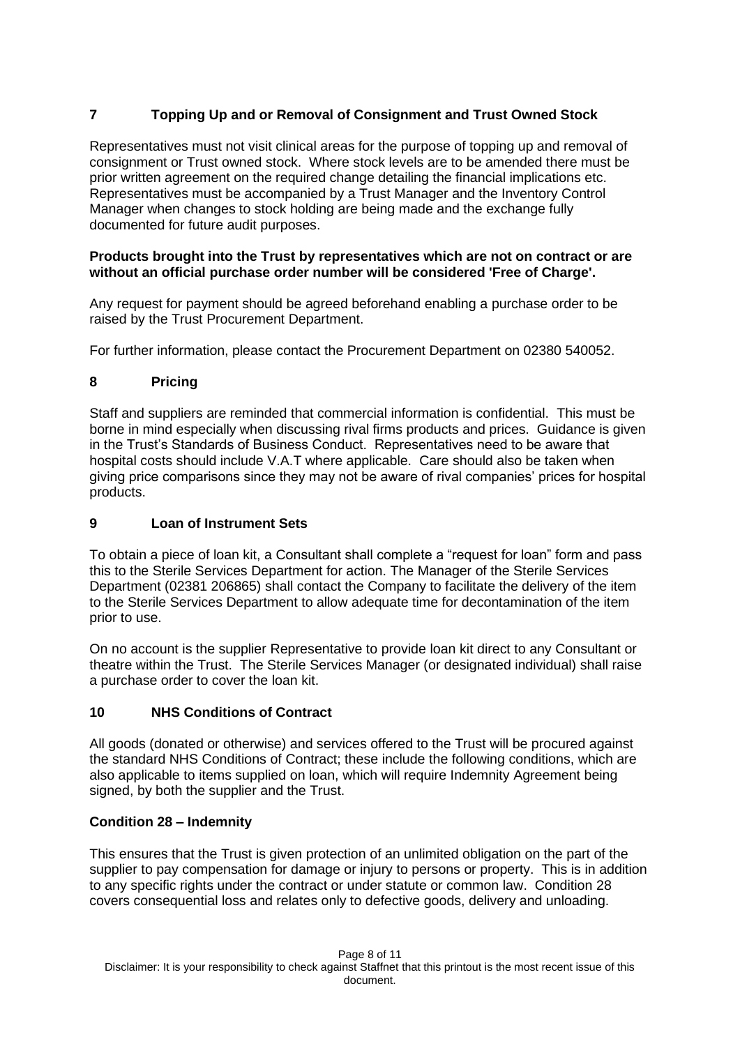## 7 Topping Up and or Removal of Consignment and Trust Owned Stock

Representatives must not visit clinical areas for the purpose of topping up and removal of consignment or Trust owned stock. Where stock levels are to be amended there must be prior written agreement on the required change detailing the financial implications etc. Representatives must be accompanied by a Trust Manager and the Inventory Control Manager when changes to stock holding are being made and the exchange fully documented for future audit purposes.

**Products brought into the Trust by representatives which are not on contract or are without an official purchase order number will be considered 'Free of Charge'.**

Any request for payment should be agreed beforehand enabling a purchase order to be raised by the Trust Procurement Department.

For further information, please contact the Procurement Department on 02380 540052.

## 8 Pricing

Staff and suppliers are reminded that commercial information is confidential. This must be borne in mind especially when discussing rival firms products and prices. Guidance is given in the Trust's Standards of Business Conduct. Representatives need to be aware that hospital costs should include V.A.T where applicable. Care should also be taken when giving price comparisons since they may not be aware of rival companies' prices for hospital products.

## 9 Loan of Instrument Sets

To obtain a piece of loan kit, a Consultant shall complete a "request for loan" form and pass this to the Sterile Services Department for action. The Manager of the Sterile Services Department (02381 206865) shall contact the Company to facilitate the delivery of the item to the Sterile Services Department to allow adequate time for decontamination of the item prior to use.

On no account is the supplier Representative to provide loan kit direct to any Consultant or theatre within the Trust. The Sterile Services Manager (or designated individual) shall raise a purchase order to cover the loan kit.

## 10 NHS Conditions of Contract

All goods (donated or otherwise) and services offered to the Trust will be procured against the standard NHS Conditions of Contract; these include the following conditions, which are also applicable to items supplied on loan, which will require Indemnity Agreement being signed, by both the supplier and the Trust.

### Condition 28 – Indemnity

This ensures that the Trust is given protection of an unlimited obligation on the part of the supplier to pay compensation for damage or injury to persons or property. This is in addition to any specific rights under the contract or under statute or common law. Condition 28 covers consequential loss and relates only to defective goods, delivery and unloading.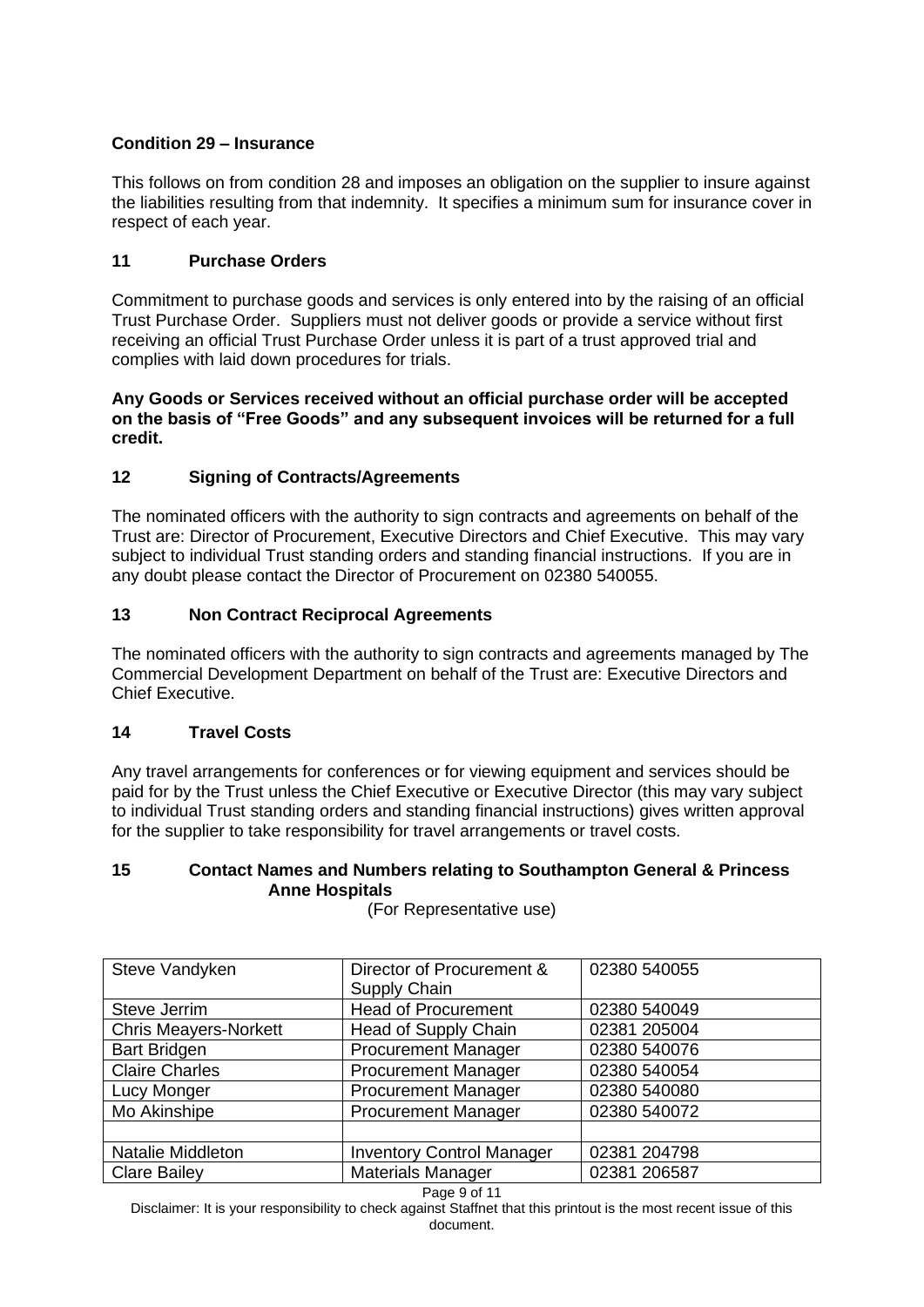**Condition 29 – Insurance**

This follows on from condition 28 and imposes an obligation on the supplier to insure against the liabilities resulting from that indemnity. It specifies a minimum sum for insurance cover in respect of each year.

## 11 Purchase Orders

Commitment to purchase goods and services is only entered into by the raising of an official Trust Purchase Order. Suppliers must not deliver goods or provide a service without first receiving an official Trust Purchase Order unless it is part of a trust approved trial and complies with laid down procedures for trials.

**Any Goods or Services received without an official purchase order will be accepted on the basis of "Free Goods" and any subsequent invoices will be returned for a full credit.**

## 12 Signing of Contracts/Agreements

The nominated officers with the authority to sign contracts and agreements on behalf of the Trust are: Director of Procurement, Executive Directors and Chief Executive. This may vary subject to individual Trust standing orders and standing financial instructions. If you are in any doubt please contact the Director of Procurement on 02380 540055.

## 13 Non Contract Reciprocal Agreements

The nominated officers with the authority to sign contracts and agreements managed by The Commercial Development Department on behalf of the Trust are: Executive Directors and Chief Executive.

## 14 Travel Costs

Any travel arrangements for conferences or for viewing equipment and services should be paid for by the Trust unless the Chief Executive or Executive Director (this may vary subject to individual Trust standing orders and standing financial instructions) gives written approval for the supplier to take responsibility for travel arrangements or travel costs.

## 15 Contact Names and Numbers relating to Southampton General & Princess Anne Hospitals

(For Representative use)

| Steve Vandyken | Director of Procurement & Supply Chain | 02380 540055 |
|---|---|---|
| Steve Jerrim | Head of Procurement | 02380 540049 |
| Chris Meayers-Norkett | Head of Supply Chain | 02381 205004 |
| Bart Bridgen | Procurement Manager | 02380 540076 |
| Claire Charles | Procurement Manager | 02380 540054 |
| Lucy Monger | Procurement Manager | 02380 540080 |
| Mo Akinshipe | Procurement Manager | 02380 540072 |
| | | |
| Natalie Middleton | Inventory Control Manager | 02381 204798 |
| Clare Bailey | Materials Manager | 02381 206587 |

Disclaimer: It is your responsibility to check against Staffnet that this printout is the most recent issue of this document.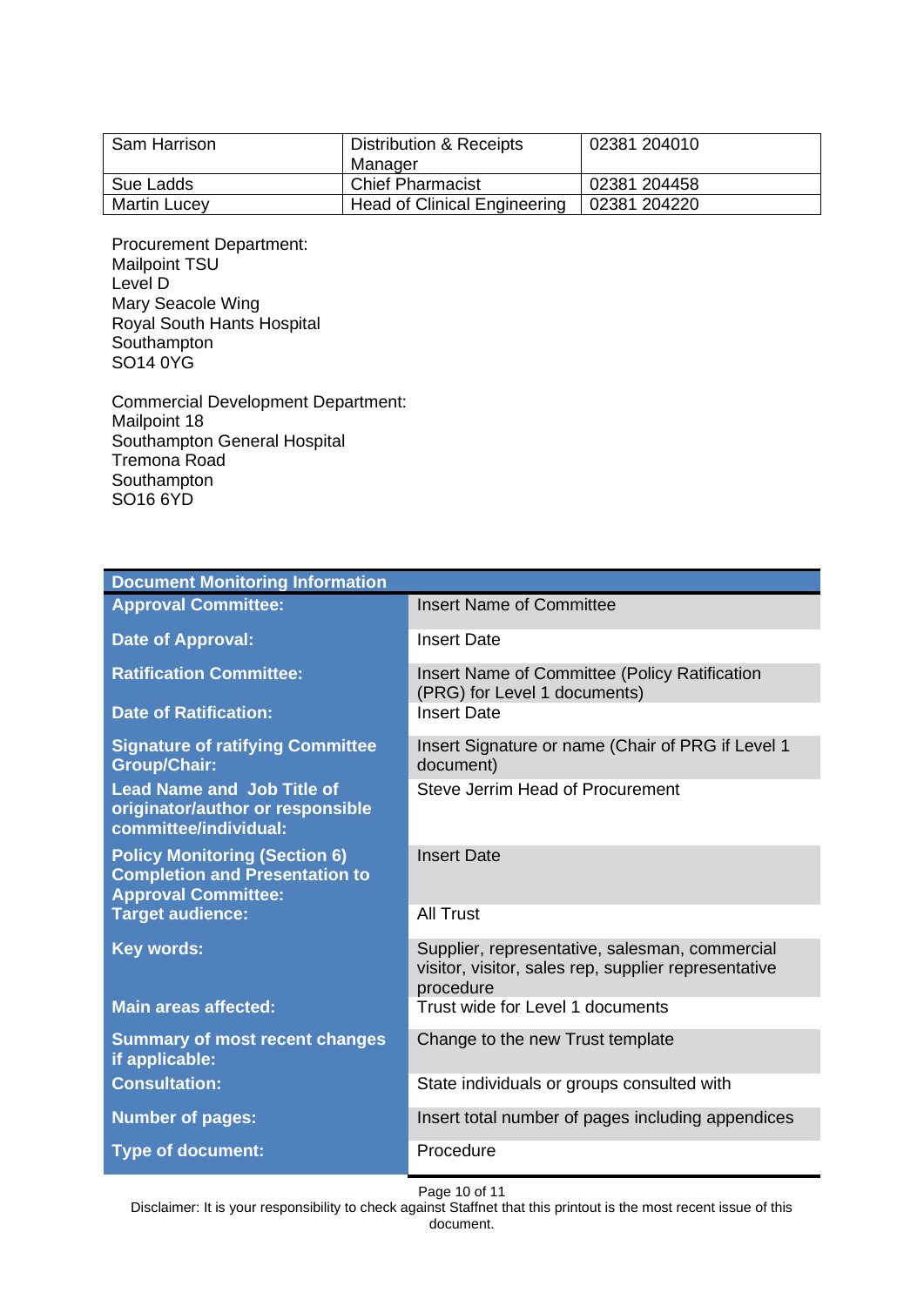| Sam Harrison | Distribution & Receipts Manager | 02381 204010 |
|---|---|---|
| Sue Ladds | Chief Pharmacist | 02381 204458 |
| Martin Lucey | Head of Clinical Engineering | 02381 204220 |

Procurement Department:
Mailpoint TSU
Level D
Mary Seacole Wing
Royal South Hants Hospital
Southampton
SO14 0YG

Commercial Development Department:
Mailpoint 18
Southampton General Hospital
Tremona Road
Southampton
SO16 6YD

| Document Monitoring Information | |
|---|---|
| **Approval Committee:** | Insert Name of Committee |
| **Date of Approval:** | Insert Date |
| **Ratification Committee:** | Insert Name of Committee (Policy Ratification (PRG) for Level 1 documents) |
| **Date of Ratification:** | Insert Date |
| **Signature of ratifying Committee Group/Chair:** | Insert Signature or name (Chair of PRG if Level 1 document) |
| **Lead Name and Job Title of originator/author or responsible committee/individual:** | Steve Jerrim Head of Procurement |
| **Policy Monitoring (Section 6) Completion and Presentation to Approval Committee:** | Insert Date |
| **Target audience:** | All Trust |
| **Key words:** | Supplier, representative, salesman, commercial visitor, visitor, sales rep, supplier representative procedure |
| **Main areas affected:** | Trust wide for Level 1 documents |
| **Summary of most recent changes if applicable:** | Change to the new Trust template |
| **Consultation:** | State individuals or groups consulted with |
| **Number of pages:** | Insert total number of pages including appendices |
| **Type of document:** | Procedure |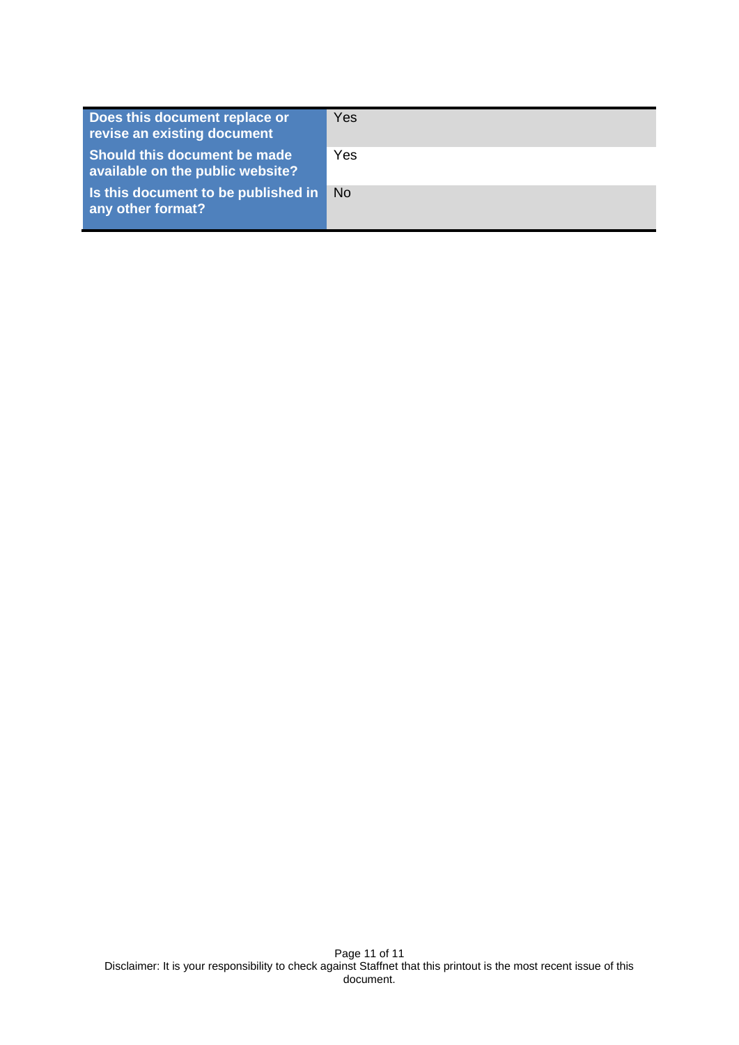| | |
|---|---|
| **Does this document replace or revise an existing document** | Yes |
| **Should this document be made available on the public website?** | Yes |
| **Is this document to be published in any other format?** | No |

Disclaimer: It is your responsibility to check against Staffnet that this printout is the most recent issue of this document.